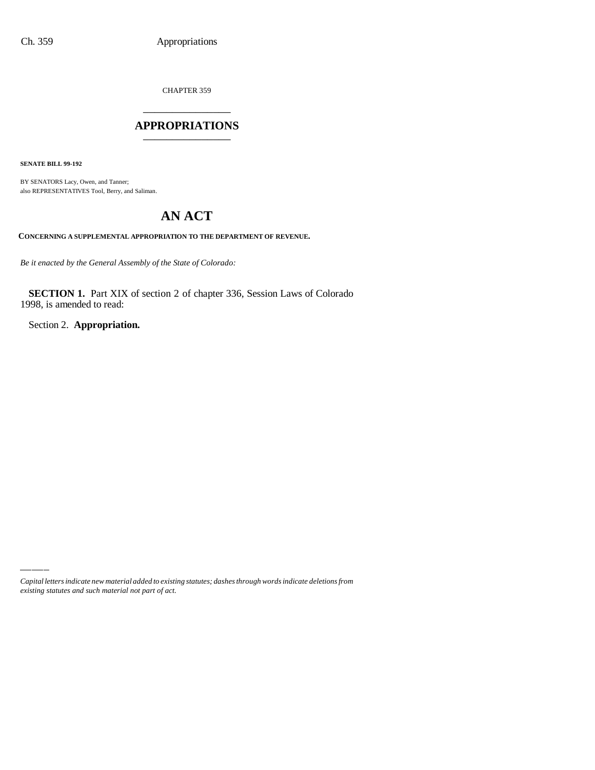CHAPTER 359

# APPROPRIATIONS

**SENATE BILL 99-192**

BY SENATORS Lacy, Owen, and Tanner;
also REPRESENTATIVES Tool, Berry, and Saliman.

# AN ACT

**CONCERNING A SUPPLEMENTAL APPROPRIATION TO THE DEPARTMENT OF REVENUE.**

*Be it enacted by the General Assembly of the State of Colorado:*

**SECTION 1.** Part XIX of section 2 of chapter 336, Session Laws of Colorado 1998, is amended to read:

Section 2. **Appropriation.**

*Capital letters indicate new material added to existing statutes; dashes through words indicate deletions from existing statutes and such material not part of act.*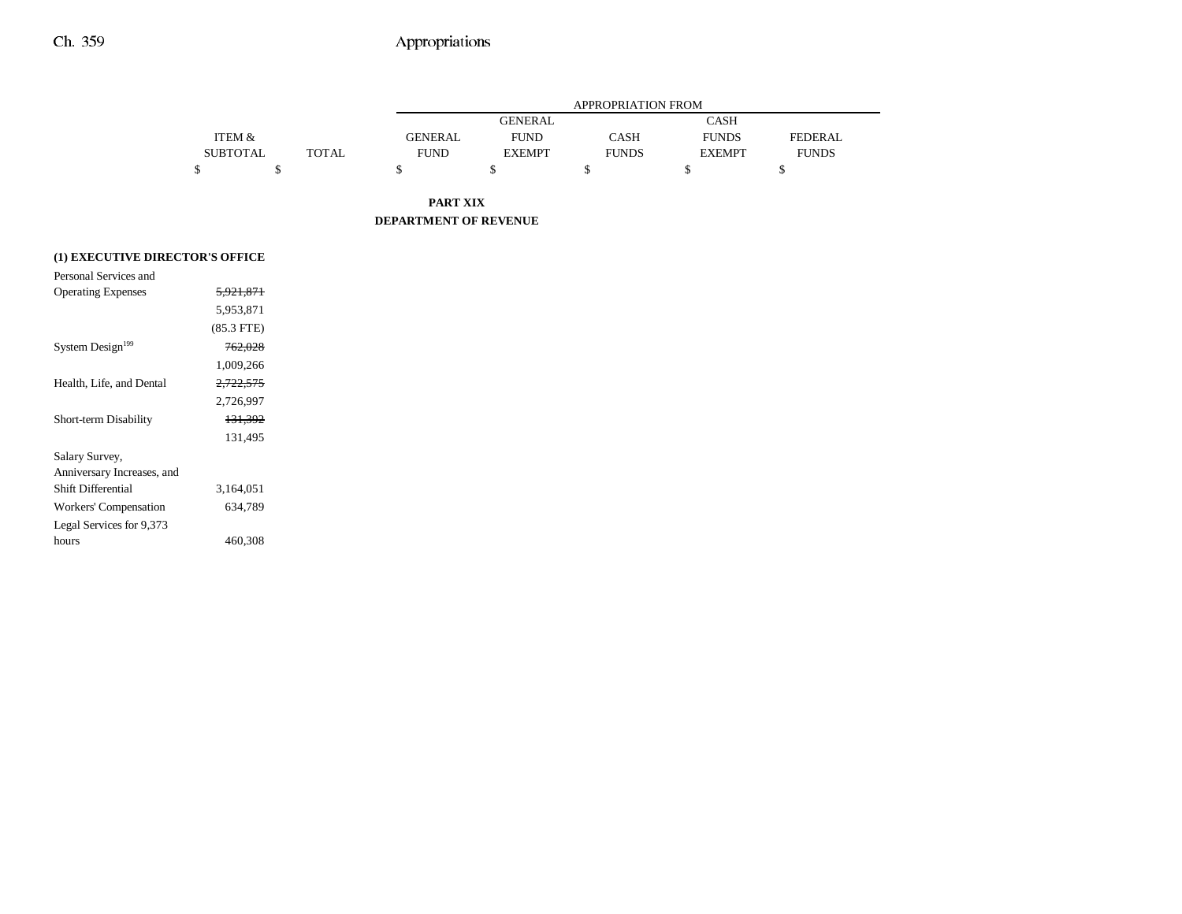| | ITEM & SUBTOTAL | TOTAL | APPROPRIATION FROM GENERAL FUND | GENERAL FUND EXEMPT | CASH FUNDS | CASH FUNDS EXEMPT | FEDERAL FUNDS |
|---|---|---|---|---|---|---|---|
| | $ | $ | $ | $ | $ | $ | $ |

**PART XIX**

**DEPARTMENT OF REVENUE**

| | ITEM & SUBTOTAL | TOTAL | GENERAL FUND | GENERAL FUND EXEMPT | CASH FUNDS | CASH FUNDS EXEMPT | FEDERAL FUNDS |
|---|---|---|---|---|---|---|---|
| **(1) EXECUTIVE DIRECTOR'S OFFICE** | | | | | | | |
| Personal Services and Operating Expenses | ~~5,921,871~~ 5,953,871 (85.3 FTE) | | | | | | |
| System Design[199] | ~~762,028~~ 1,009,266 | | | | | | |
| Health, Life, and Dental | ~~2,722,575~~ 2,726,997 | | | | | | |
| Short-term Disability | ~~131,392~~ 131,495 | | | | | | |
| Salary Survey, Anniversary Increases, and Shift Differential | 3,164,051 | | | | | | |
| Workers' Compensation | 634,789 | | | | | | |
| Legal Services for 9,373 hours | 460,308 | | | | | | |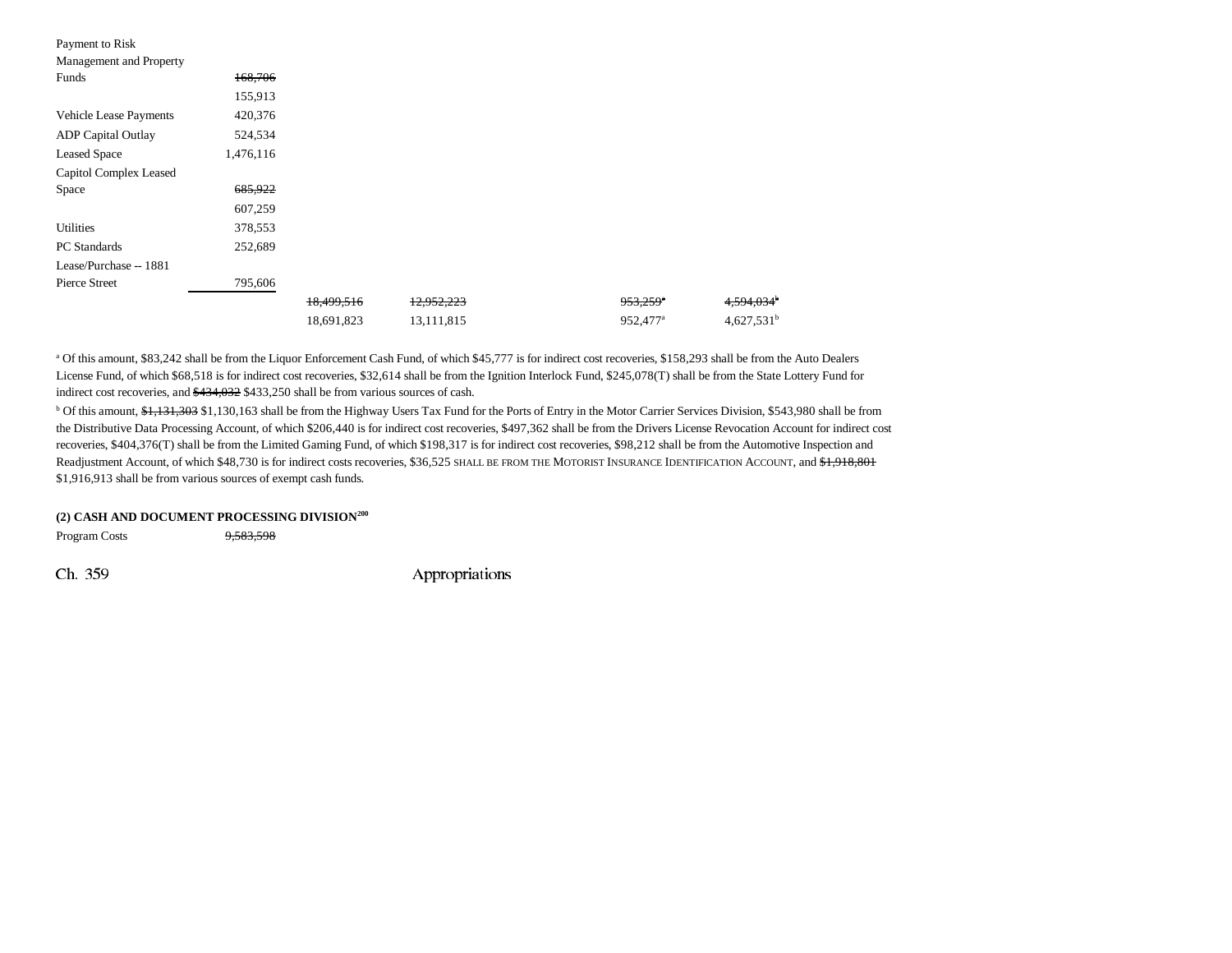| | | | | | | |
|---|---|---|---|---|---|---|
| Payment to Risk Management and Property Funds | ~~168,706~~ | | | | | |
| | 155,913 | | | | | |
| Vehicle Lease Payments | 420,376 | | | | | |
| ADP Capital Outlay | 524,534 | | | | | |
| Leased Space | 1,476,116 | | | | | |
| Capitol Complex Leased Space | ~~685,922~~ | | | | | |
| | 607,259 | | | | | |
| Utilities | 378,553 | | | | | |
| PC Standards | 252,689 | | | | | |
| Lease/Purchase -- 1881 Pierce Street | 795,606 | | | | | |
| | | ~~18,499,516~~ | ~~12,952,223~~ | | ~~953,259~~[a] | ~~4,594,034~~[b] |
| | | 18,691,823 | 13,111,815 | | 952,477[a] | 4,627,531[b] |

[a] Of this amount, $83,242 shall be from the Liquor Enforcement Cash Fund, of which $45,777 is for indirect cost recoveries, $158,293 shall be from the Auto Dealers License Fund, of which $68,518 is for indirect cost recoveries, $32,614 shall be from the Ignition Interlock Fund, $245,078(T) shall be from the State Lottery Fund for indirect cost recoveries, and ~~$434,032~~ $433,250 shall be from various sources of cash.

[b] Of this amount, ~~$1,131,303~~ $1,130,163 shall be from the Highway Users Tax Fund for the Ports of Entry in the Motor Carrier Services Division, $543,980 shall be from the Distributive Data Processing Account, of which $206,440 is for indirect cost recoveries, $497,362 shall be from the Drivers License Revocation Account for indirect cost recoveries, $404,376(T) shall be from the Limited Gaming Fund, of which $198,317 is for indirect cost recoveries, $98,212 shall be from the Automotive Inspection and Readjustment Account, of which $48,730 is for indirect costs recoveries, $36,525 SHALL BE FROM THE MOTORIST INSURANCE IDENTIFICATION ACCOUNT, and ~~$1,918,801~~ $1,916,913 shall be from various sources of exempt cash funds.

**(2) CASH AND DOCUMENT PROCESSING DIVISION[200]**

| | |
|---|---|
| Program Costs | ~~9,583,598~~ |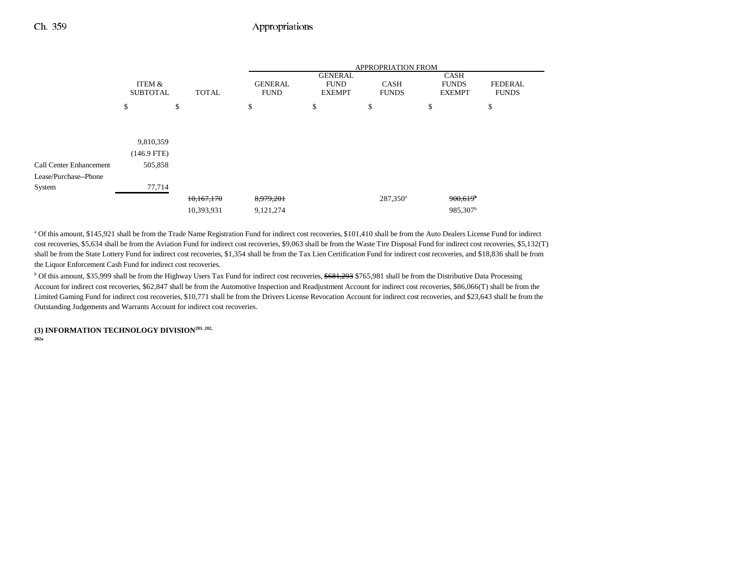| | ITEM & SUBTOTAL | TOTAL | APPROPRIATION FROM GENERAL FUND | GENERAL FUND EXEMPT | CASH FUNDS | CASH FUNDS EXEMPT | FEDERAL FUNDS |
|---|---|---|---|---|---|---|---|
| | $ | $ | $ | $ | $ | $ | $ |
| | 9,810,359 | | | | | | |
| | (146.9 FTE) | | | | | | |
| Call Center Enhancement | 505,858 | | | | | | |
| Lease/Purchase--Phone System | 77,714 | | | | | | |
| | | ~~10,167,170~~ | ~~8,979,201~~ | | 287,350[a] | ~~900,619~~[b] | |
| | | 10,393,931 | 9,121,274 | | | 985,307[b] | |

[a] Of this amount, $145,921 shall be from the Trade Name Registration Fund for indirect cost recoveries, $101,410 shall be from the Auto Dealers License Fund for indirect cost recoveries, $5,634 shall be from the Aviation Fund for indirect cost recoveries, $9,063 shall be from the Waste Tire Disposal Fund for indirect cost recoveries, $5,132(T) shall be from the State Lottery Fund for indirect cost recoveries, $1,354 shall be from the Tax Lien Certification Fund for indirect cost recoveries, and $18,836 shall be from the Liquor Enforcement Cash Fund for indirect cost recoveries.

[b] Of this amount, $35,999 shall be from the Highway Users Tax Fund for indirect cost recoveries, ~~$681,293~~ $765,981 shall be from the Distributive Data Processing Account for indirect cost recoveries, $62,847 shall be from the Automotive Inspection and Readjustment Account for indirect cost recoveries, $86,066(T) shall be from the Limited Gaming Fund for indirect cost recoveries, $10,771 shall be from the Drivers License Revocation Account for indirect cost recoveries, and $23,643 shall be from the Outstanding Judgements and Warrants Account for indirect cost recoveries.

**(3) INFORMATION TECHNOLOGY DIVISION[201, 202, 202a]**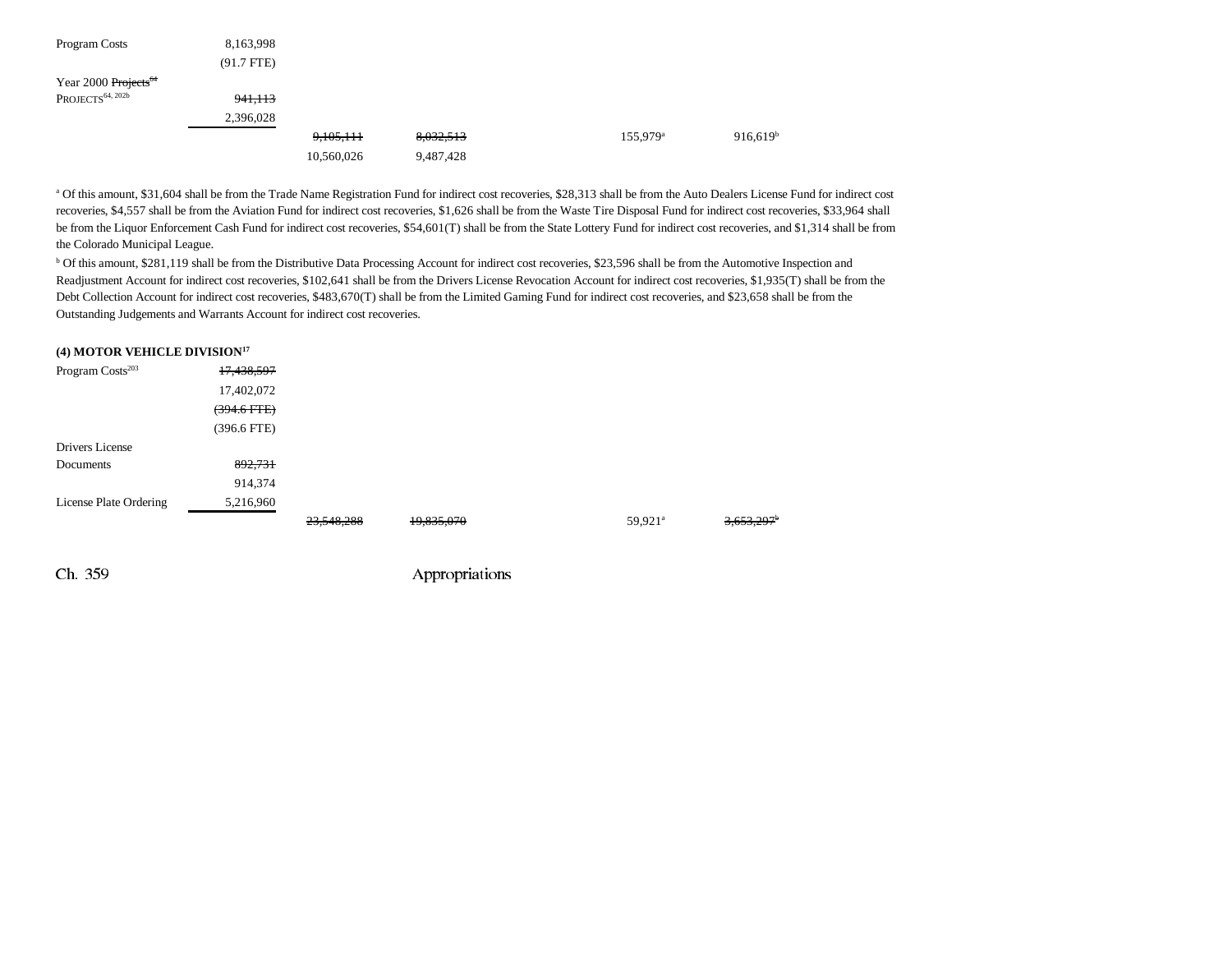| | | | | | | |
|---|---|---|---|---|---|---|
| Program Costs | 8,163,998 | | | | | |
| | (91.7 FTE) | | | | | |
| Year 2000 ~~Projects~~[64] PROJECTS[64, 202b] | ~~941,113~~ | | | | | |
| | 2,396,028 | | | | | |
| | | ~~9,105,111~~ | ~~8,032,513~~ | | 155,979[a] | 916,619[b] |
| | | 10,560,026 | 9,487,428 | | | |

[a] Of this amount, $31,604 shall be from the Trade Name Registration Fund for indirect cost recoveries, $28,313 shall be from the Auto Dealers License Fund for indirect cost recoveries, $4,557 shall be from the Aviation Fund for indirect cost recoveries, $1,626 shall be from the Waste Tire Disposal Fund for indirect cost recoveries, $33,964 shall be from the Liquor Enforcement Cash Fund for indirect cost recoveries, $54,601(T) shall be from the State Lottery Fund for indirect cost recoveries, and $1,314 shall be from the Colorado Municipal League.

[b] Of this amount, $281,119 shall be from the Distributive Data Processing Account for indirect cost recoveries, $23,596 shall be from the Automotive Inspection and Readjustment Account for indirect cost recoveries, $102,641 shall be from the Drivers License Revocation Account for indirect cost recoveries, $1,935(T) shall be from the Debt Collection Account for indirect cost recoveries, $483,670(T) shall be from the Limited Gaming Fund for indirect cost recoveries, and $23,658 shall be from the Outstanding Judgements and Warrants Account for indirect cost recoveries.

**(4) MOTOR VEHICLE DIVISION[17]**

| | | | | | | |
|---|---|---|---|---|---|---|
| Program Costs[203] | ~~17,438,597~~ | | | | | |
| | 17,402,072 | | | | | |
| | ~~(394.6 FTE)~~ | | | | | |
| | (396.6 FTE) | | | | | |
| Drivers License Documents | ~~892,731~~ | | | | | |
| | 914,374 | | | | | |
| License Plate Ordering | 5,216,960 | | | | | |
| | | ~~23,548,288~~ | ~~19,835,070~~ | | 59,921[a] | ~~3,653,297~~[b] |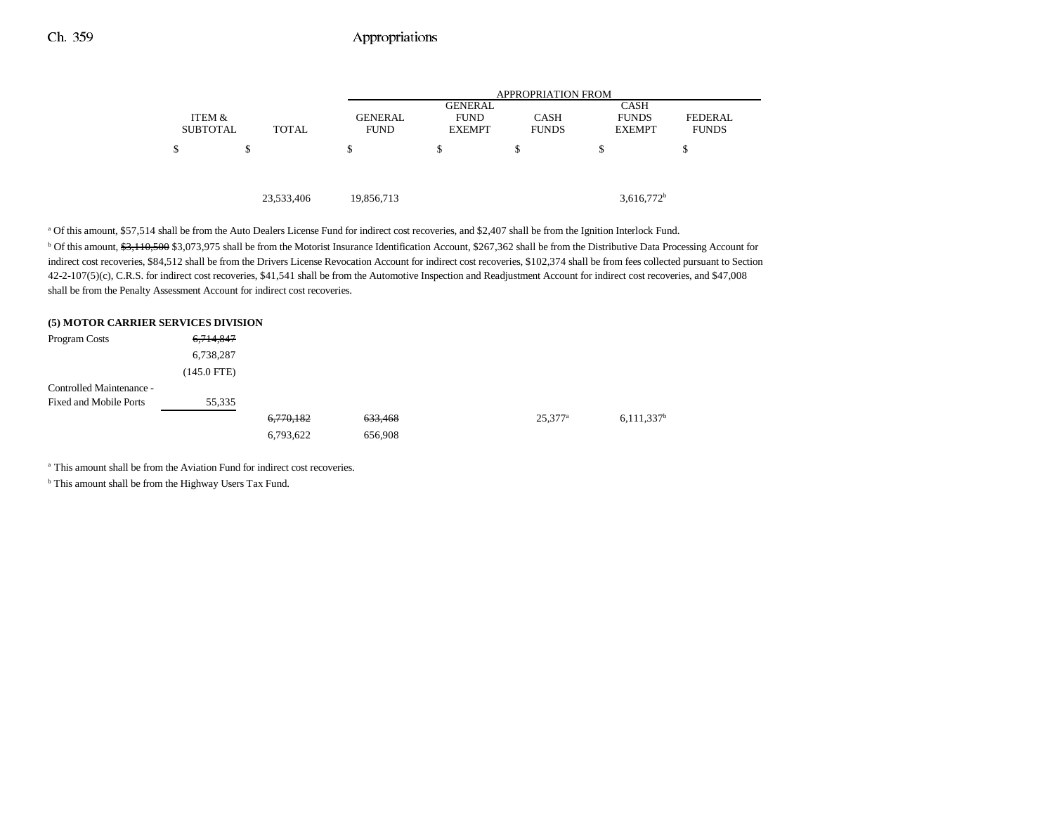| | ITEM & SUBTOTAL | TOTAL | APPROPRIATION FROM GENERAL FUND | GENERAL FUND EXEMPT | CASH FUNDS | CASH FUNDS EXEMPT | FEDERAL FUNDS |
|---|---|---|---|---|---|---|---|
| | $ | $ | $ | $ | $ | $ | $ |
| | | 23,533,406 | 19,856,713 | | | 3,616,772[b] | |

[a] Of this amount, $57,514 shall be from the Auto Dealers License Fund for indirect cost recoveries, and $2,407 shall be from the Ignition Interlock Fund.

[b] Of this amount, ~~$3,110,500~~ $3,073,975 shall be from the Motorist Insurance Identification Account, $267,362 shall be from the Distributive Data Processing Account for indirect cost recoveries, $84,512 shall be from the Drivers License Revocation Account for indirect cost recoveries, $102,374 shall be from fees collected pursuant to Section 42-2-107(5)(c), C.R.S. for indirect cost recoveries, $41,541 shall be from the Automotive Inspection and Readjustment Account for indirect cost recoveries, and $47,008 shall be from the Penalty Assessment Account for indirect cost recoveries.

**(5) MOTOR CARRIER SERVICES DIVISION**

| | ITEM & SUBTOTAL | TOTAL | GENERAL FUND | GENERAL FUND EXEMPT | CASH FUNDS | CASH FUNDS EXEMPT | FEDERAL FUNDS |
|---|---|---|---|---|---|---|---|
| Program Costs | ~~6,714,847~~ 6,738,287 (145.0 FTE) | | | | | | |
| Controlled Maintenance - Fixed and Mobile Ports | 55,335 | | | | | | |
| | | ~~6,770,182~~ 6,793,622 | ~~633,468~~ 656,908 | | 25,377[a] | 6,111,337[b] | |

[a] This amount shall be from the Aviation Fund for indirect cost recoveries.

[b] This amount shall be from the Highway Users Tax Fund.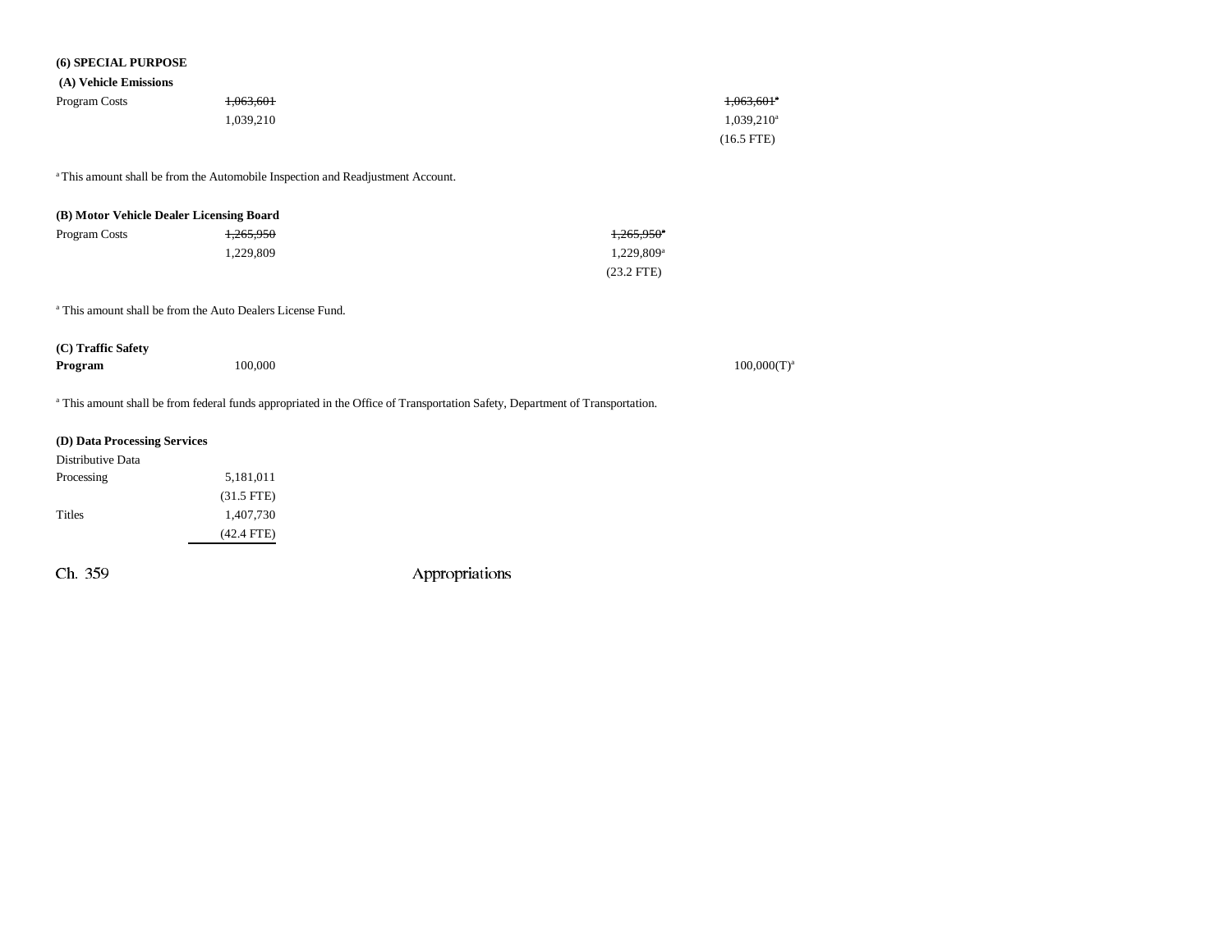### (6) SPECIAL PURPOSE

**(A) Vehicle Emissions**

| | | | |
|---|---|---|---|
| Program Costs | ~~1,063,601~~ | | ~~1,063,601~~[a] |
| | 1,039,210 | | 1,039,210[a] |
| | | | (16.5 FTE) |

[a] This amount shall be from the Automobile Inspection and Readjustment Account.

**(B) Motor Vehicle Dealer Licensing Board**

| | | | |
|---|---|---|---|
| Program Costs | ~~1,265,950~~ | ~~1,265,950~~[a] | |
| | 1,229,809 | 1,229,809[a] | |
| | | (23.2 FTE) | |

[a] This amount shall be from the Auto Dealers License Fund.

**(C) Traffic Safety**

| | | | |
|---|---|---|---|
| **Program** | 100,000 | | 100,000(T)[a] |

[a] This amount shall be from federal funds appropriated in the Office of Transportation Safety, Department of Transportation.

**(D) Data Processing Services**

| | |
|---|---|
| Distributive Data Processing | 5,181,011 |
| | (31.5 FTE) |
| Titles | 1,407,730 |
| | (42.4 FTE) |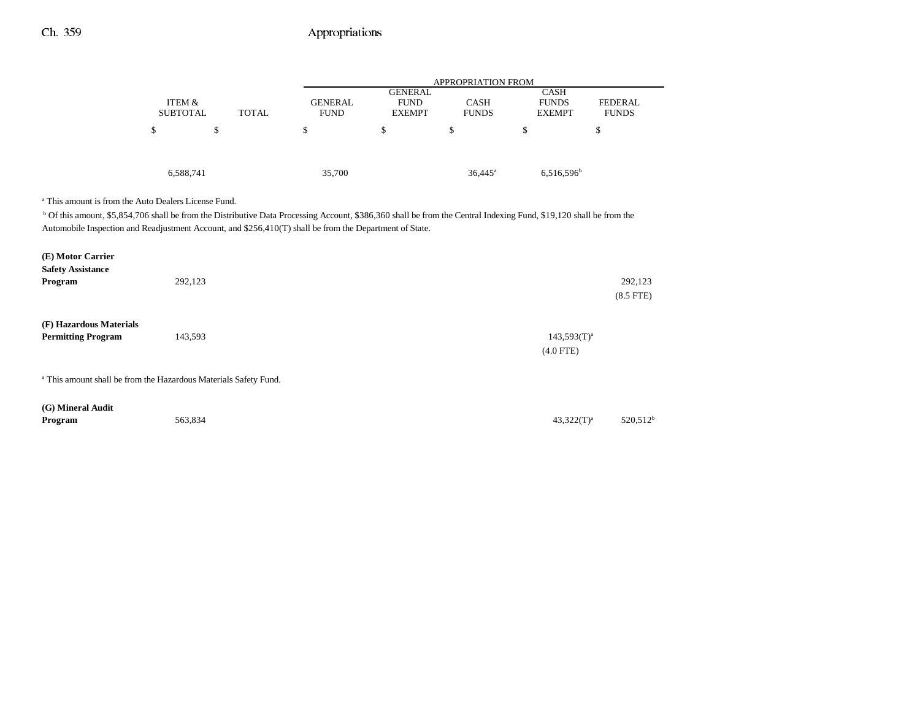| | ITEM & SUBTOTAL | TOTAL | APPROPRIATION FROM GENERAL FUND | GENERAL FUND EXEMPT | CASH FUNDS | CASH FUNDS EXEMPT | FEDERAL FUNDS |
|---|---|---|---|---|---|---|---|
| | $ | $ | $ | $ | $ | $ | $ |
| | 6,588,741 | | 35,700 | | 36,445[a] | 6,516,596[b] | |

[a] This amount is from the Auto Dealers License Fund.

[b] Of this amount, $5,854,706 shall be from the Distributive Data Processing Account, $386,360 shall be from the Central Indexing Fund, $19,120 shall be from the Automobile Inspection and Readjustment Account, and $256,410(T) shall be from the Department of State.

| | ITEM & SUBTOTAL | TOTAL | GENERAL FUND | GENERAL FUND EXEMPT | CASH FUNDS | CASH FUNDS EXEMPT | FEDERAL FUNDS |
|---|---|---|---|---|---|---|---|
| **(E) Motor Carrier Safety Assistance Program** | 292,123 | | | | | | 292,123 (8.5 FTE) |
| **(F) Hazardous Materials Permitting Program** | 143,593 | | | | | 143,593(T)[a] (4.0 FTE) | |

[a] This amount shall be from the Hazardous Materials Safety Fund.

| | ITEM & SUBTOTAL | TOTAL | GENERAL FUND | GENERAL FUND EXEMPT | CASH FUNDS | CASH FUNDS EXEMPT | FEDERAL FUNDS |
|---|---|---|---|---|---|---|---|
| **(G) Mineral Audit Program** | 563,834 | | | | | 43,322(T)[a] | 520,512[b] |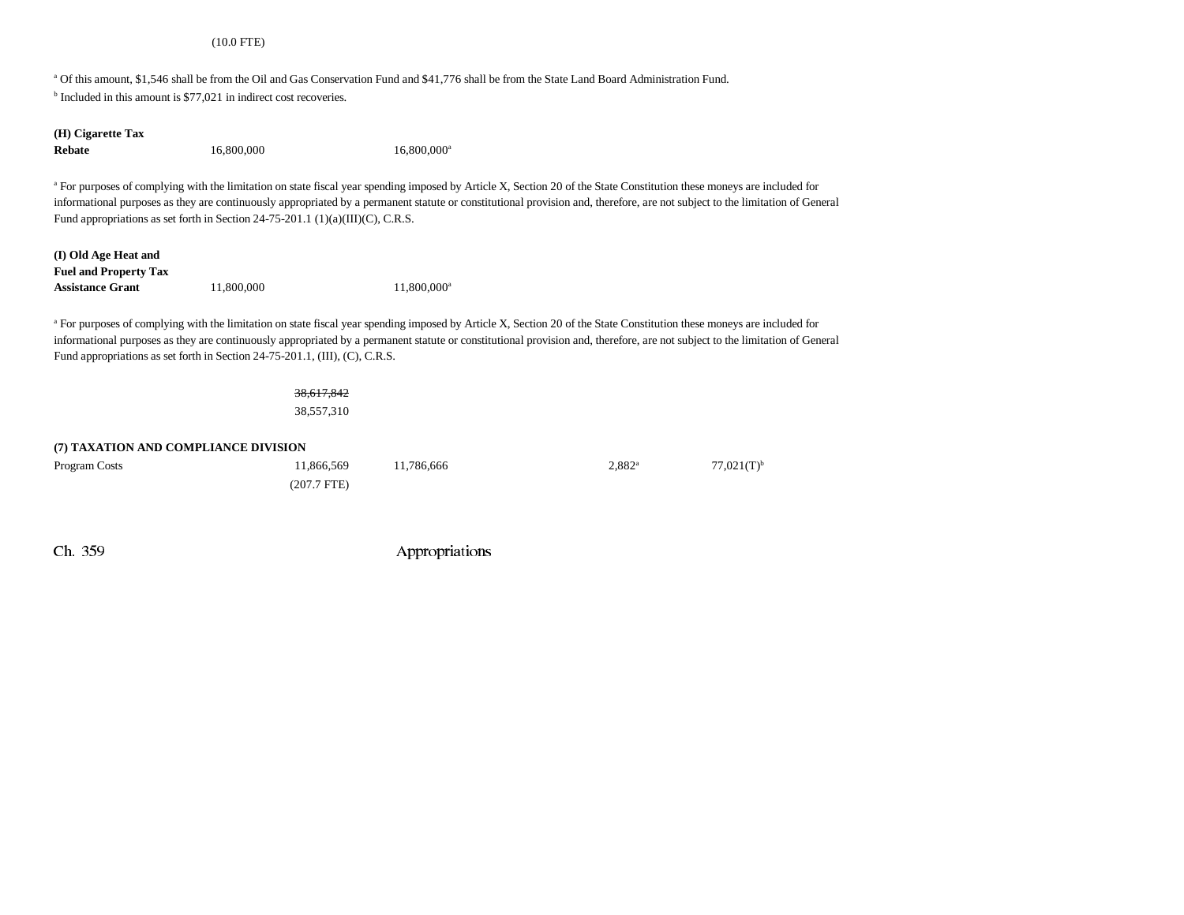(10.0 FTE)

[a] Of this amount, $1,546 shall be from the Oil and Gas Conservation Fund and $41,776 shall be from the State Land Board Administration Fund.

[b] Included in this amount is $77,021 in indirect cost recoveries.

| | | | | | |
|---|---|---|---|---|---|
| **(H) Cigarette Tax Rebate** | 16,800,000 | | 16,800,000[a] | | |

[a] For purposes of complying with the limitation on state fiscal year spending imposed by Article X, Section 20 of the State Constitution these moneys are included for informational purposes as they are continuously appropriated by a permanent statute or constitutional provision and, therefore, are not subject to the limitation of General Fund appropriations as set forth in Section 24-75-201.1 (1)(a)(III)(C), C.R.S.

| | | | | | |
|---|---|---|---|---|---|
| **(I) Old Age Heat and Fuel and Property Tax Assistance Grant** | 11,800,000 | | 11,800,000[a] | | |

[a] For purposes of complying with the limitation on state fiscal year spending imposed by Article X, Section 20 of the State Constitution these moneys are included for informational purposes as they are continuously appropriated by a permanent statute or constitutional provision and, therefore, are not subject to the limitation of General Fund appropriations as set forth in Section 24-75-201.1, (III), (C), C.R.S.

| | | | | |
|---|---|---|---|---|
| | ~~38,617,842~~ 38,557,310 | | | |

**(7) TAXATION AND COMPLIANCE DIVISION**

| | | | | |
|---|---|---|---|---|
| Program Costs | 11,866,569 (207.7 FTE) | 11,786,666 | 2,882[a] | 77,021(T)[b] |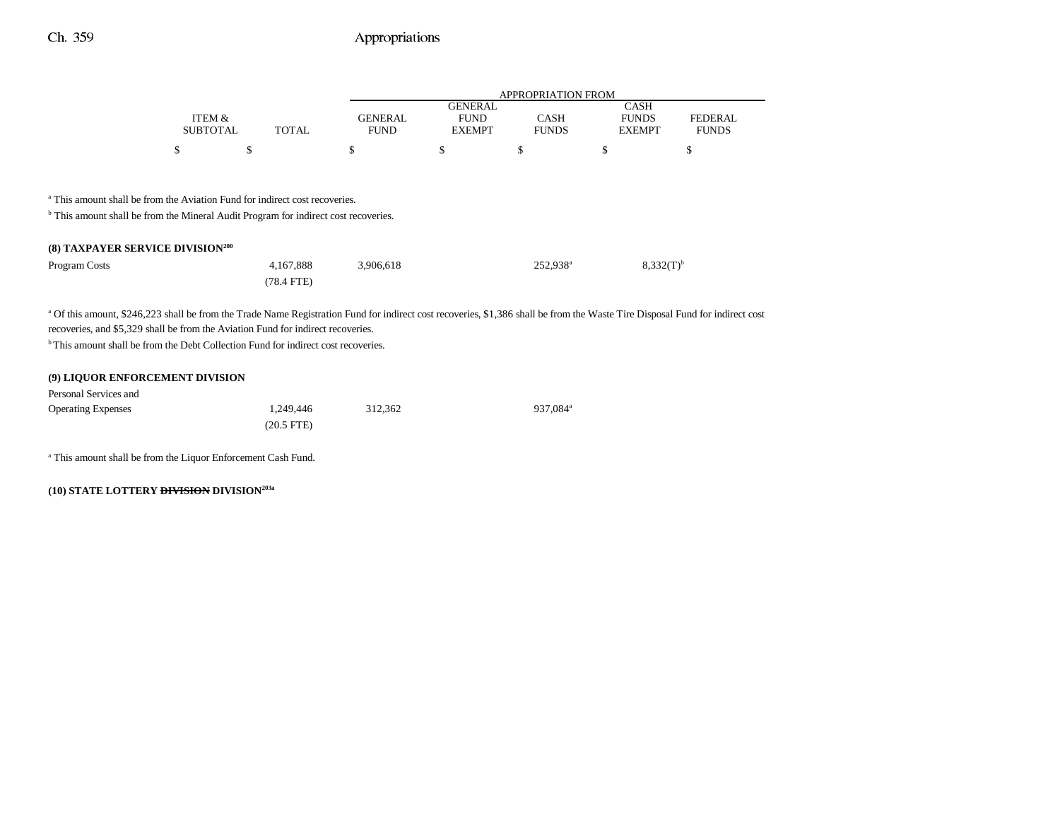| | ITEM & SUBTOTAL | TOTAL | APPROPRIATION FROM GENERAL FUND | GENERAL FUND EXEMPT | CASH FUNDS | CASH FUNDS EXEMPT | FEDERAL FUNDS |
|---|---|---|---|---|---|---|---|
| | $ | $ | $ | $ | $ | $ | $ |

[a] This amount shall be from the Aviation Fund for indirect cost recoveries.

[b] This amount shall be from the Mineral Audit Program for indirect cost recoveries.

**(8) TAXPAYER SERVICE DIVISION[200]**

| | ITEM & SUBTOTAL | TOTAL | GENERAL FUND | GENERAL FUND EXEMPT | CASH FUNDS | CASH FUNDS EXEMPT | FEDERAL FUNDS |
|---|---|---|---|---|---|---|---|
| Program Costs | | 4,167,888 | 3,906,618 | | 252,938[a] | 8,332(T)[b] | |
| | | (78.4 FTE) | | | | | |

[a] Of this amount, $246,223 shall be from the Trade Name Registration Fund for indirect cost recoveries, $1,386 shall be from the Waste Tire Disposal Fund for indirect cost recoveries, and $5,329 shall be from the Aviation Fund for indirect recoveries.

[b] This amount shall be from the Debt Collection Fund for indirect cost recoveries.

**(9) LIQUOR ENFORCEMENT DIVISION**

| | ITEM & SUBTOTAL | TOTAL | GENERAL FUND | GENERAL FUND EXEMPT | CASH FUNDS | CASH FUNDS EXEMPT | FEDERAL FUNDS |
|---|---|---|---|---|---|---|---|
| Personal Services and Operating Expenses | | 1,249,446 | 312,362 | | 937,084[a] | | |
| | | (20.5 FTE) | | | | | |

[a] This amount shall be from the Liquor Enforcement Cash Fund.

**(10) STATE LOTTERY ~~DIVISION~~ DIVISION[203a]**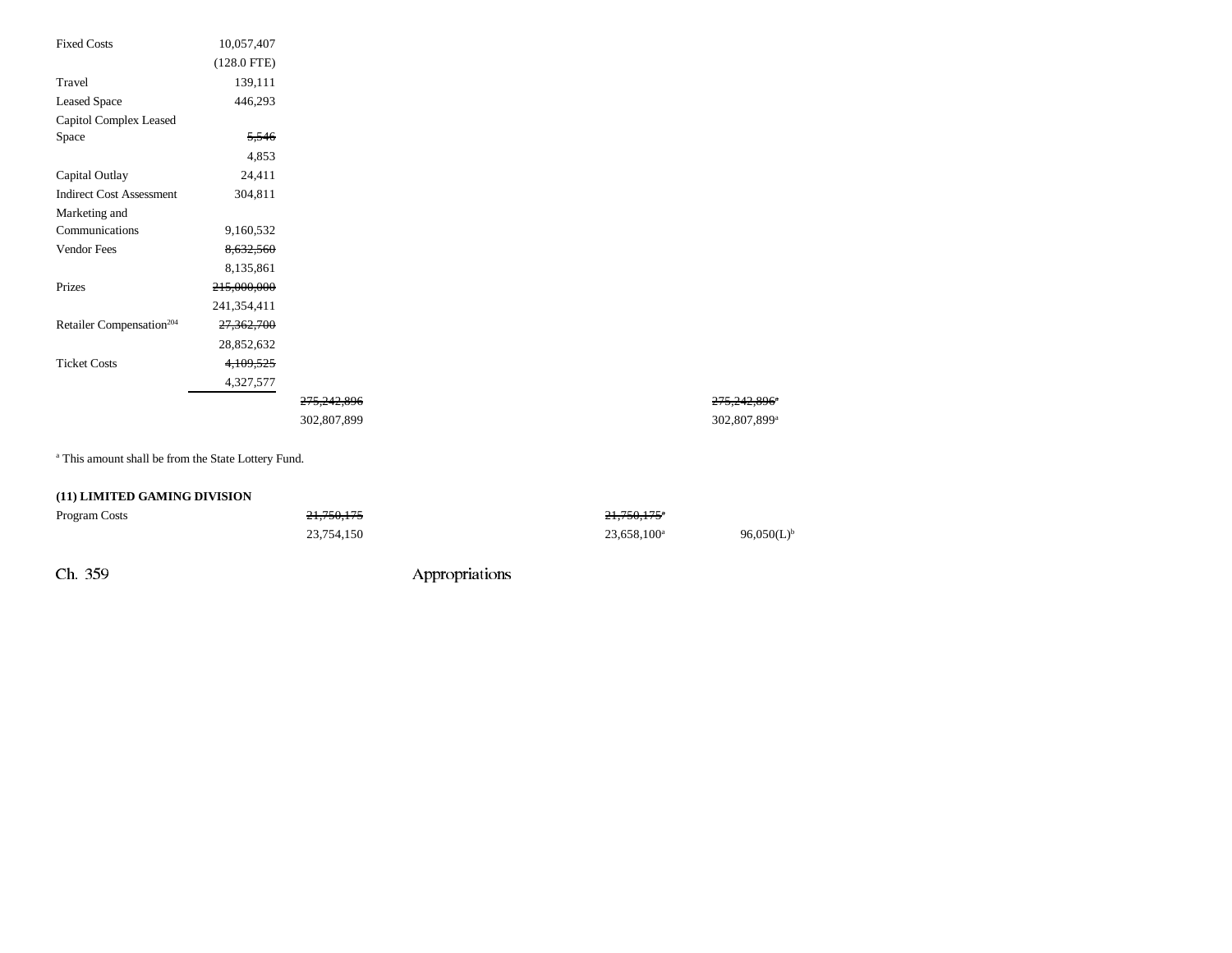| | | | | | |
|---|---|---|---|---|---|
| Fixed Costs | 10,057,407 | | | | |
| | (128.0 FTE) | | | | |
| Travel | 139,111 | | | | |
| Leased Space | 446,293 | | | | |
| Capitol Complex Leased Space | ~~5,546~~ | | | | |
| | 4,853 | | | | |
| Capital Outlay | 24,411 | | | | |
| Indirect Cost Assessment | 304,811 | | | | |
| Marketing and Communications | 9,160,532 | | | | |
| Vendor Fees | ~~8,632,560~~ | | | | |
| | 8,135,861 | | | | |
| Prizes | ~~215,000,000~~ | | | | |
| | 241,354,411 | | | | |
| Retailer Compensation[204] | ~~27,362,700~~ | | | | |
| | 28,852,632 | | | | |
| Ticket Costs | ~~4,109,525~~ | | | | |
| | 4,327,577 | | | | |
| | | ~~275,242,896~~ | | | ~~275,242,896[a]~~ |
| | | 302,807,899 | | | 302,807,899[a] |

[a] This amount shall be from the State Lottery Fund.

**(11) LIMITED GAMING DIVISION**

| | | | | | |
|---|---|---|---|---|---|
| Program Costs | | ~~21,750,175~~ | | ~~21,750,175[a]~~ | |
| | | 23,754,150 | | 23,658,100[a] | 96,050(L)[b] |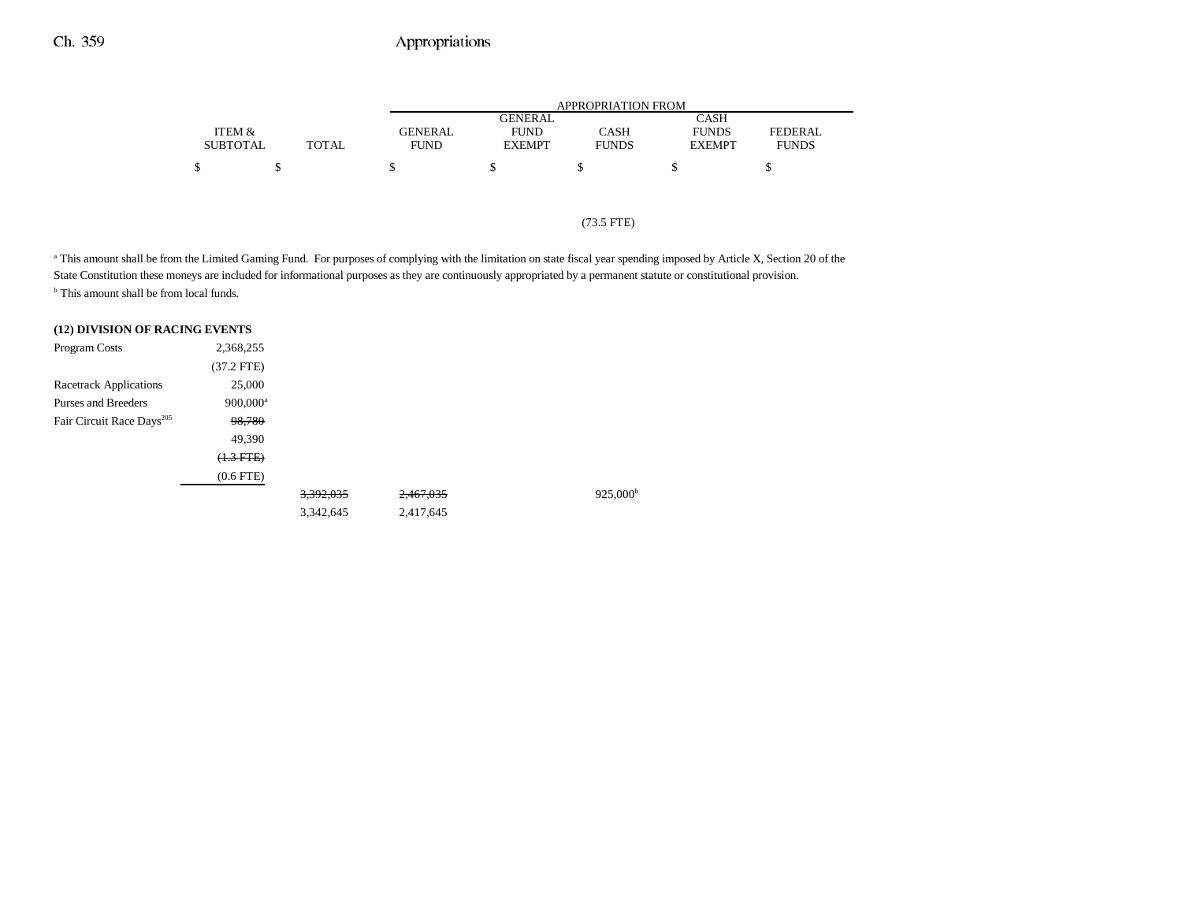| | ITEM & SUBTOTAL | TOTAL | APPROPRIATION FROM GENERAL FUND | GENERAL FUND EXEMPT | CASH FUNDS | CASH FUNDS EXEMPT | FEDERAL FUNDS |
|---|---|---|---|---|---|---|---|
| | $ | $ | $ | $ | $ | $ | $ |
| | | | | | (73.5 FTE) | | |

[a] This amount shall be from the Limited Gaming Fund. For purposes of complying with the limitation on state fiscal year spending imposed by Article X, Section 20 of the State Constitution these moneys are included for informational purposes as they are continuously appropriated by a permanent statute or constitutional provision.
[b] This amount shall be from local funds.

**(12) DIVISION OF RACING EVENTS**

| | ITEM & SUBTOTAL | TOTAL | GENERAL FUND | GENERAL FUND EXEMPT | CASH FUNDS | CASH FUNDS EXEMPT | FEDERAL FUNDS |
|---|---|---|---|---|---|---|---|
| Program Costs | 2,368,255 | | | | | | |
| | (37.2 FTE) | | | | | | |
| Racetrack Applications | 25,000 | | | | | | |
| Purses and Breeders | 900,000[a] | | | | | | |
| Fair Circuit Race Days[205] | ~~98,780~~ | | | | | | |
| | 49,390 | | | | | | |
| | ~~(1.3 FTE)~~ | | | | | | |
| | (0.6 FTE) | | | | | | |
| | | ~~3,392,035~~ | ~~2,467,035~~ | | 925,000[b] | | |
| | | 3,342,645 | 2,417,645 | | | | |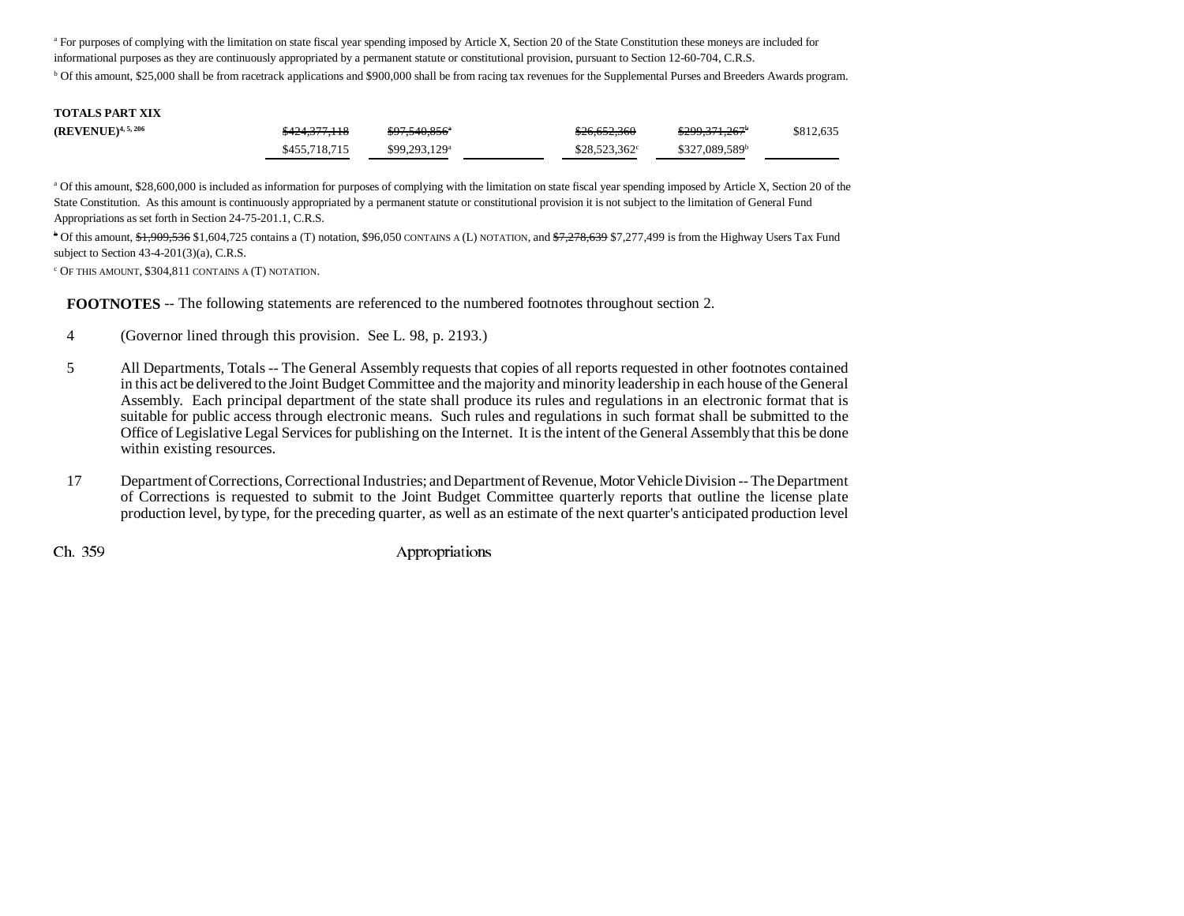[a] For purposes of complying with the limitation on state fiscal year spending imposed by Article X, Section 20 of the State Constitution these moneys are included for informational purposes as they are continuously appropriated by a permanent statute or constitutional provision, pursuant to Section 12-60-704, C.R.S.

[b] Of this amount, $25,000 shall be from racetrack applications and $900,000 shall be from racing tax revenues for the Supplemental Purses and Breeders Awards program.

| | | | | | | |
|---|---|---|---|---|---|---|
| **TOTALS PART XIX** | | | | | | |
| **(REVENUE)**[4, 5, 206] | ~~$424,377,118~~ | ~~$97,540,856~~[a] | | ~~$26,652,360~~ | ~~$299,371,267~~[b] | $812,635 |
| | $455,718,715 | $99,293,129[a] | | $28,523,362[c] | $327,089,589[b] | |

[a] Of this amount, $28,600,000 is included as information for purposes of complying with the limitation on state fiscal year spending imposed by Article X, Section 20 of the State Constitution. As this amount is continuously appropriated by a permanent statute or constitutional provision it is not subject to the limitation of General Fund Appropriations as set forth in Section 24-75-201.1, C.R.S.

[b] Of this amount, ~~$1,909,536~~ $1,604,725 contains a (T) notation, $96,050 CONTAINS A (L) NOTATION, and ~~$7,278,639~~ $7,277,499 is from the Highway Users Tax Fund subject to Section 43-4-201(3)(a), C.R.S.

[c] OF THIS AMOUNT, $304,811 CONTAINS A (T) NOTATION.

**FOOTNOTES** -- The following statements are referenced to the numbered footnotes throughout section 2.

4 (Governor lined through this provision. See L. 98, p. 2193.)

5 All Departments, Totals -- The General Assembly requests that copies of all reports requested in other footnotes contained in this act be delivered to the Joint Budget Committee and the majority and minority leadership in each house of the General Assembly. Each principal department of the state shall produce its rules and regulations in an electronic format that is suitable for public access through electronic means. Such rules and regulations in such format shall be submitted to the Office of Legislative Legal Services for publishing on the Internet. It is the intent of the General Assembly that this be done within existing resources.

17 Department of Corrections, Correctional Industries; and Department of Revenue, Motor Vehicle Division -- The Department of Corrections is requested to submit to the Joint Budget Committee quarterly reports that outline the license plate production level, by type, for the preceding quarter, as well as an estimate of the next quarter's anticipated production level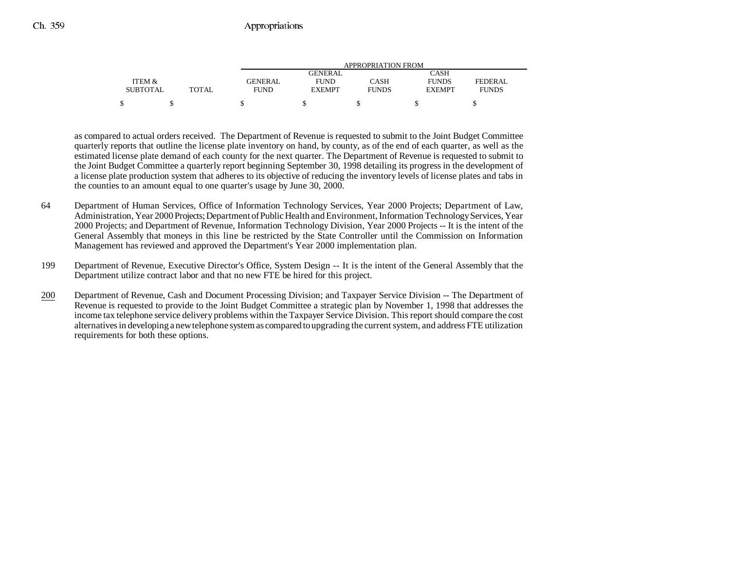| ITEM & SUBTOTAL | TOTAL | GENERAL FUND | GENERAL FUND EXEMPT | CASH FUNDS | CASH FUNDS EXEMPT | FEDERAL FUNDS |
|---|---|---|---|---|---|---|
| $ | $ | $ | $ | $ | $ | $ |

as compared to actual orders received. The Department of Revenue is requested to submit to the Joint Budget Committee quarterly reports that outline the license plate inventory on hand, by county, as of the end of each quarter, as well as the estimated license plate demand of each county for the next quarter. The Department of Revenue is requested to submit to the Joint Budget Committee a quarterly report beginning September 30, 1998 detailing its progress in the development of a license plate production system that adheres to its objective of reducing the inventory levels of license plates and tabs in the counties to an amount equal to one quarter's usage by June 30, 2000.

64 Department of Human Services, Office of Information Technology Services, Year 2000 Projects; Department of Law, Administration, Year 2000 Projects; Department of Public Health and Environment, Information Technology Services, Year 2000 Projects; and Department of Revenue, Information Technology Division, Year 2000 Projects -- It is the intent of the General Assembly that moneys in this line be restricted by the State Controller until the Commission on Information Management has reviewed and approved the Department's Year 2000 implementation plan.

199 Department of Revenue, Executive Director's Office, System Design -- It is the intent of the General Assembly that the Department utilize contract labor and that no new FTE be hired for this project.

200 Department of Revenue, Cash and Document Processing Division; and Taxpayer Service Division -- The Department of Revenue is requested to provide to the Joint Budget Committee a strategic plan by November 1, 1998 that addresses the income tax telephone service delivery problems within the Taxpayer Service Division. This report should compare the cost alternatives in developing a new telephone system as compared to upgrading the current system, and address FTE utilization requirements for both these options.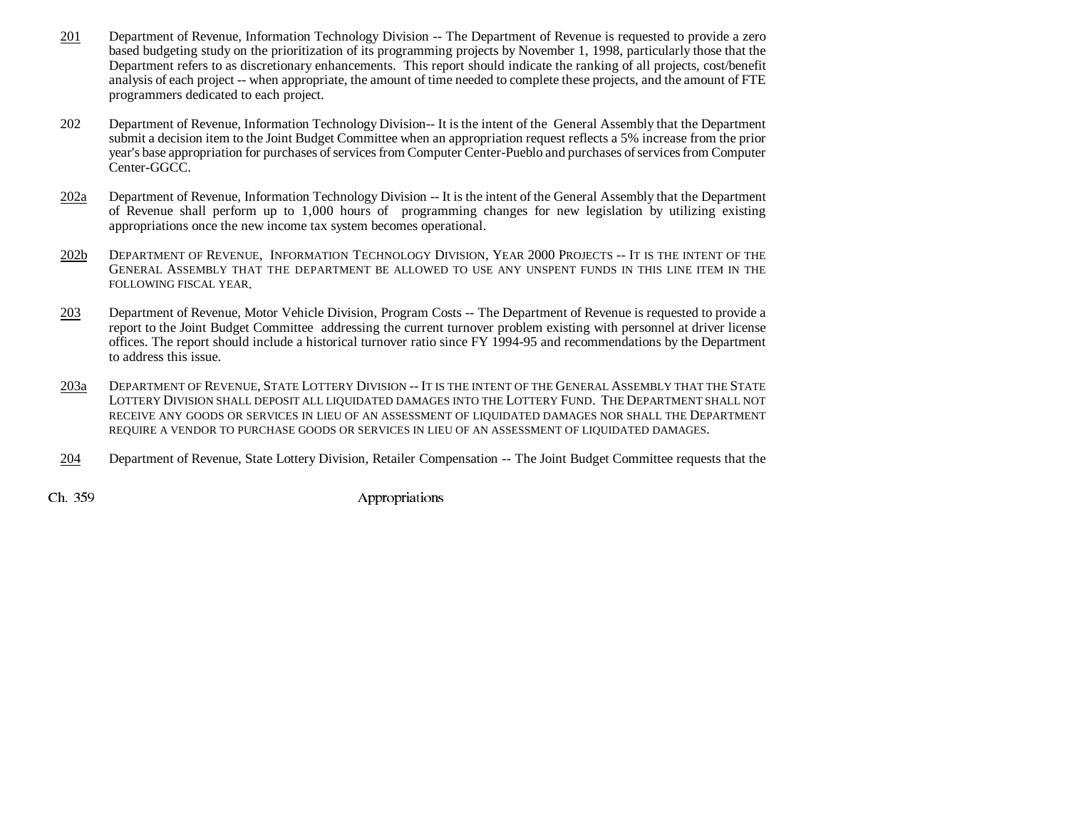201 Department of Revenue, Information Technology Division -- The Department of Revenue is requested to provide a zero based budgeting study on the prioritization of its programming projects by November 1, 1998, particularly those that the Department refers to as discretionary enhancements. This report should indicate the ranking of all projects, cost/benefit analysis of each project -- when appropriate, the amount of time needed to complete these projects, and the amount of FTE programmers dedicated to each project.

202 Department of Revenue, Information Technology Division-- It is the intent of the General Assembly that the Department submit a decision item to the Joint Budget Committee when an appropriation request reflects a 5% increase from the prior year's base appropriation for purchases of services from Computer Center-Pueblo and purchases of services from Computer Center-GGCC.

202a Department of Revenue, Information Technology Division -- It is the intent of the General Assembly that the Department of Revenue shall perform up to 1,000 hours of programming changes for new legislation by utilizing existing appropriations once the new income tax system becomes operational.

202b DEPARTMENT OF REVENUE, INFORMATION TECHNOLOGY DIVISION, YEAR 2000 PROJECTS -- IT IS THE INTENT OF THE GENERAL ASSEMBLY THAT THE DEPARTMENT BE ALLOWED TO USE ANY UNSPENT FUNDS IN THIS LINE ITEM IN THE FOLLOWING FISCAL YEAR.

203 Department of Revenue, Motor Vehicle Division, Program Costs -- The Department of Revenue is requested to provide a report to the Joint Budget Committee addressing the current turnover problem existing with personnel at driver license offices. The report should include a historical turnover ratio since FY 1994-95 and recommendations by the Department to address this issue.

203a DEPARTMENT OF REVENUE, STATE LOTTERY DIVISION -- IT IS THE INTENT OF THE GENERAL ASSEMBLY THAT THE STATE LOTTERY DIVISION SHALL DEPOSIT ALL LIQUIDATED DAMAGES INTO THE LOTTERY FUND. THE DEPARTMENT SHALL NOT RECEIVE ANY GOODS OR SERVICES IN LIEU OF AN ASSESSMENT OF LIQUIDATED DAMAGES NOR SHALL THE DEPARTMENT REQUIRE A VENDOR TO PURCHASE GOODS OR SERVICES IN LIEU OF AN ASSESSMENT OF LIQUIDATED DAMAGES.

204 Department of Revenue, State Lottery Division, Retailer Compensation -- The Joint Budget Committee requests that the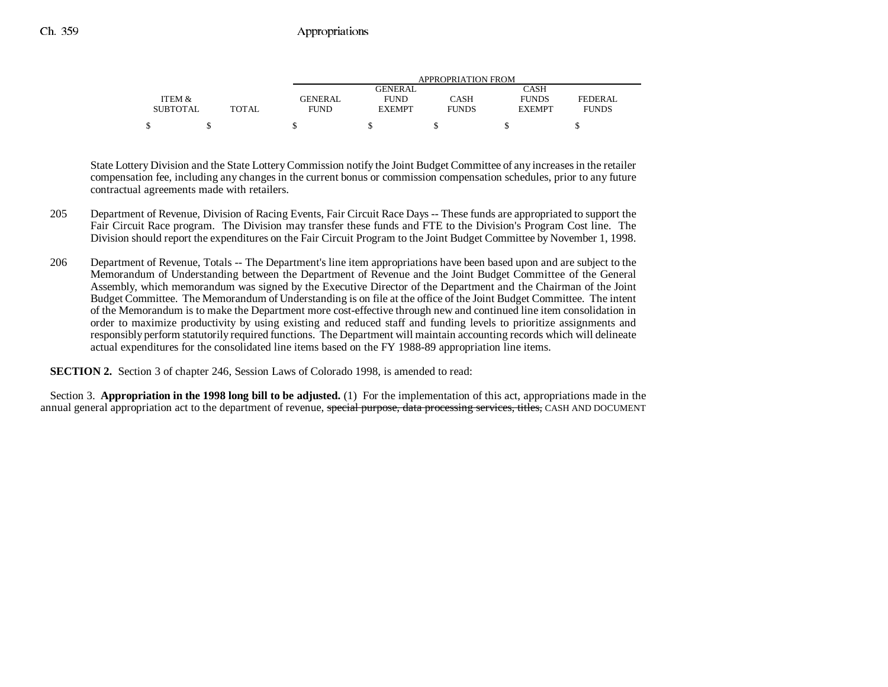| ITEM & SUBTOTAL | TOTAL | APPROPRIATION FROM GENERAL FUND | GENERAL FUND EXEMPT | CASH FUNDS | CASH FUNDS EXEMPT | FEDERAL FUNDS |
|---|---|---|---|---|---|---|
| $ | $ | $ | $ | $ | $ | $ |

State Lottery Division and the State Lottery Commission notify the Joint Budget Committee of any increases in the retailer compensation fee, including any changes in the current bonus or commission compensation schedules, prior to any future contractual agreements made with retailers.

205 Department of Revenue, Division of Racing Events, Fair Circuit Race Days -- These funds are appropriated to support the Fair Circuit Race program. The Division may transfer these funds and FTE to the Division's Program Cost line. The Division should report the expenditures on the Fair Circuit Program to the Joint Budget Committee by November 1, 1998.

206 Department of Revenue, Totals -- The Department's line item appropriations have been based upon and are subject to the Memorandum of Understanding between the Department of Revenue and the Joint Budget Committee of the General Assembly, which memorandum was signed by the Executive Director of the Department and the Chairman of the Joint Budget Committee. The Memorandum of Understanding is on file at the office of the Joint Budget Committee. The intent of the Memorandum is to make the Department more cost-effective through new and continued line item consolidation in order to maximize productivity by using existing and reduced staff and funding levels to prioritize assignments and responsibly perform statutorily required functions. The Department will maintain accounting records which will delineate actual expenditures for the consolidated line items based on the FY 1988-89 appropriation line items.

**SECTION 2.** Section 3 of chapter 246, Session Laws of Colorado 1998, is amended to read:

Section 3. **Appropriation in the 1998 long bill to be adjusted.** (1) For the implementation of this act, appropriations made in the annual general appropriation act to the department of revenue, ~~special purpose, data processing services, titles,~~ CASH AND DOCUMENT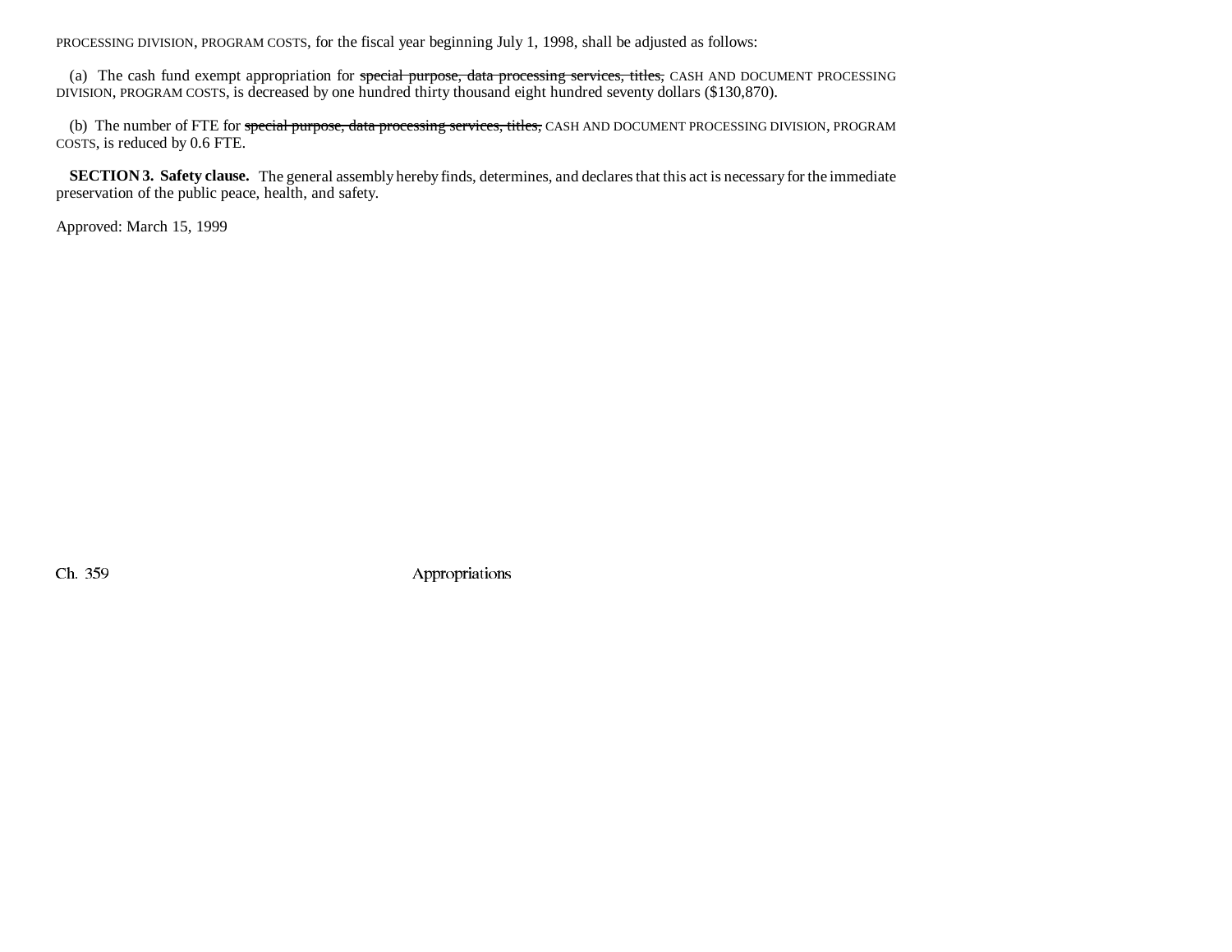PROCESSING DIVISION, PROGRAM COSTS, for the fiscal year beginning July 1, 1998, shall be adjusted as follows:

(a) The cash fund exempt appropriation for ~~special purpose, data processing services, titles,~~ CASH AND DOCUMENT PROCESSING DIVISION, PROGRAM COSTS, is decreased by one hundred thirty thousand eight hundred seventy dollars ($130,870).

(b) The number of FTE for ~~special purpose, data processing services, titles,~~ CASH AND DOCUMENT PROCESSING DIVISION, PROGRAM COSTS, is reduced by 0.6 FTE.

**SECTION 3. Safety clause.** The general assembly hereby finds, determines, and declares that this act is necessary for the immediate preservation of the public peace, health, and safety.

Approved: March 15, 1999